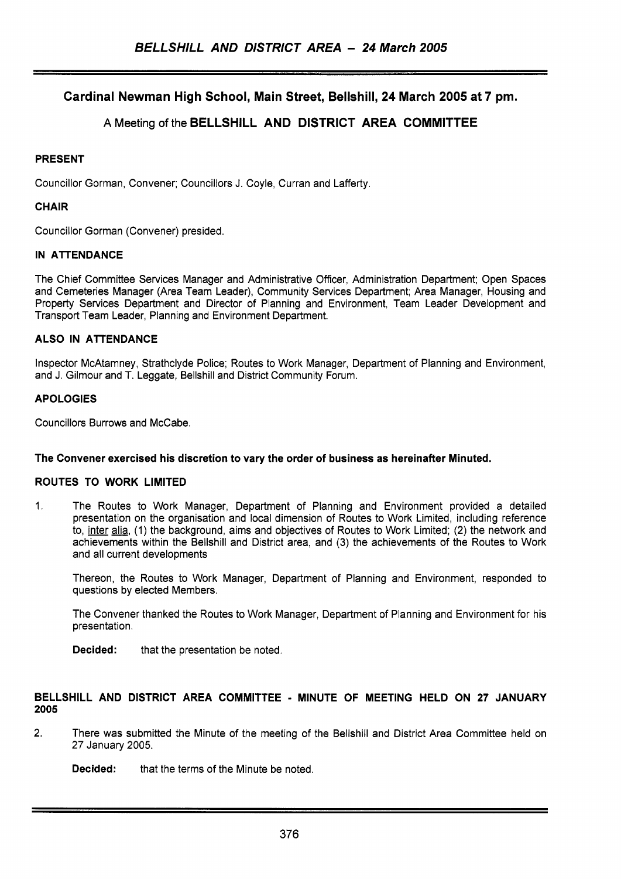## Cardinal Newman High School, Main Street, Bellshill, 24 March 2005 at 7 pm.

### A Meeting of the BELLSHILL AND DISTRICT AREA COMMITTEE

**PRESENT**

Councillor Gorman, Convener; Councillors J. Coyle, Curran and Lafferty.

**CHAIR**

Councillor Gorman (Convener) presided.

**IN ATTENDANCE**

The Chief Committee Services Manager and Administrative Officer, Administration Department; Open Spaces and Cemeteries Manager (Area Team Leader), Community Services Department; Area Manager, Housing and Property Services Department and Director of Planning and Environment, Team Leader Development and Transport Team Leader, Planning and Environment Department.

**ALSO IN ATTENDANCE**

Inspector McAtamney, Strathclyde Police; Routes to Work Manager, Department of Planning and Environment, and J. Gilmour and T. Leggate, Bellshill and District Community Forum.

**APOLOGIES**

Councillors Burrows and McCabe.

**The Convener exercised his discretion to vary the order of business as hereinafter Minuted.**

**ROUTES TO WORK LIMITED**

1. The Routes to Work Manager, Department of Planning and Environment provided a detailed presentation on the organisation and local dimension of Routes to Work Limited, including reference to, inter alia, (1) the background, aims and objectives of Routes to Work Limited; (2) the network and achievements within the Bellshill and District area, and (3) the achievements of the Routes to Work and all current developments

   Thereon, the Routes to Work Manager, Department of Planning and Environment, responded to questions by elected Members.

   The Convener thanked the Routes to Work Manager, Department of Planning and Environment for his presentation.

   **Decided:** that the presentation be noted.

**BELLSHILL AND DISTRICT AREA COMMITTEE - MINUTE OF MEETING HELD ON 27 JANUARY 2005**

2. There was submitted the Minute of the meeting of the Bellshill and District Area Committee held on 27 January 2005.

   **Decided:** that the terms of the Minute be noted.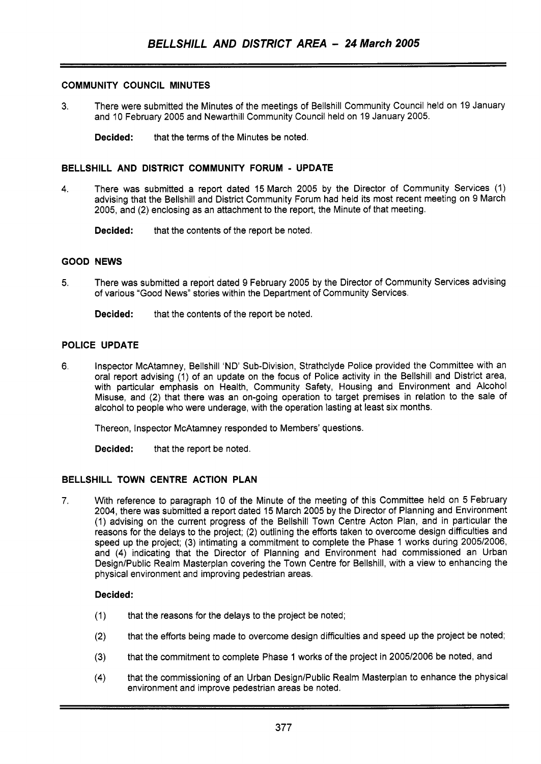## COMMUNITY COUNCIL MINUTES

3. There were submitted the Minutes of the meetings of Bellshill Community Council held on 19 January and 10 February 2005 and Newarthill Community Council held on 19 January 2005.

   **Decided:** that the terms of the Minutes be noted.

## BELLSHILL AND DISTRICT COMMUNITY FORUM - UPDATE

4. There was submitted a report dated 15 March 2005 by the Director of Community Services (1) advising that the Bellshill and District Community Forum had held its most recent meeting on 9 March 2005, and (2) enclosing as an attachment to the report, the Minute of that meeting.

   **Decided:** that the contents of the report be noted.

## GOOD NEWS

5. There was submitted a report dated 9 February 2005 by the Director of Community Services advising of various "Good News" stories within the Department of Community Services.

   **Decided:** that the contents of the report be noted.

## POLICE UPDATE

6. Inspector McAtamney, Bellshill 'ND' Sub-Division, Strathclyde Police provided the Committee with an oral report advising (1) of an update on the focus of Police activity in the Bellshill and District area, with particular emphasis on Health, Community Safety, Housing and Environment and Alcohol Misuse, and (2) that there was an on-going operation to target premises in relation to the sale of alcohol to people who were underage, with the operation lasting at least six months.

   Thereon, Inspector McAtamney responded to Members' questions.

   **Decided:** that the report be noted.

## BELLSHILL TOWN CENTRE ACTION PLAN

7. With reference to paragraph 10 of the Minute of the meeting of this Committee held on 5 February 2004, there was submitted a report dated 15 March 2005 by the Director of Planning and Environment (1) advising on the current progress of the Bellshill Town Centre Acton Plan, and in particular the reasons for the delays to the project; (2) outlining the efforts taken to overcome design difficulties and speed up the project; (3) intimating a commitment to complete the Phase 1 works during 2005/2006, and (4) indicating that the Director of Planning and Environment had commissioned an Urban Design/Public Realm Masterplan covering the Town Centre for Bellshill, with a view to enhancing the physical environment and improving pedestrian areas.

   **Decided:**

   (1) that the reasons for the delays to the project be noted;

   (2) that the efforts being made to overcome design difficulties and speed up the project be noted;

   (3) that the commitment to complete Phase 1 works of the project in 2005/2006 be noted, and

   (4) that the commissioning of an Urban Design/Public Realm Masterplan to enhance the physical environment and improve pedestrian areas be noted.